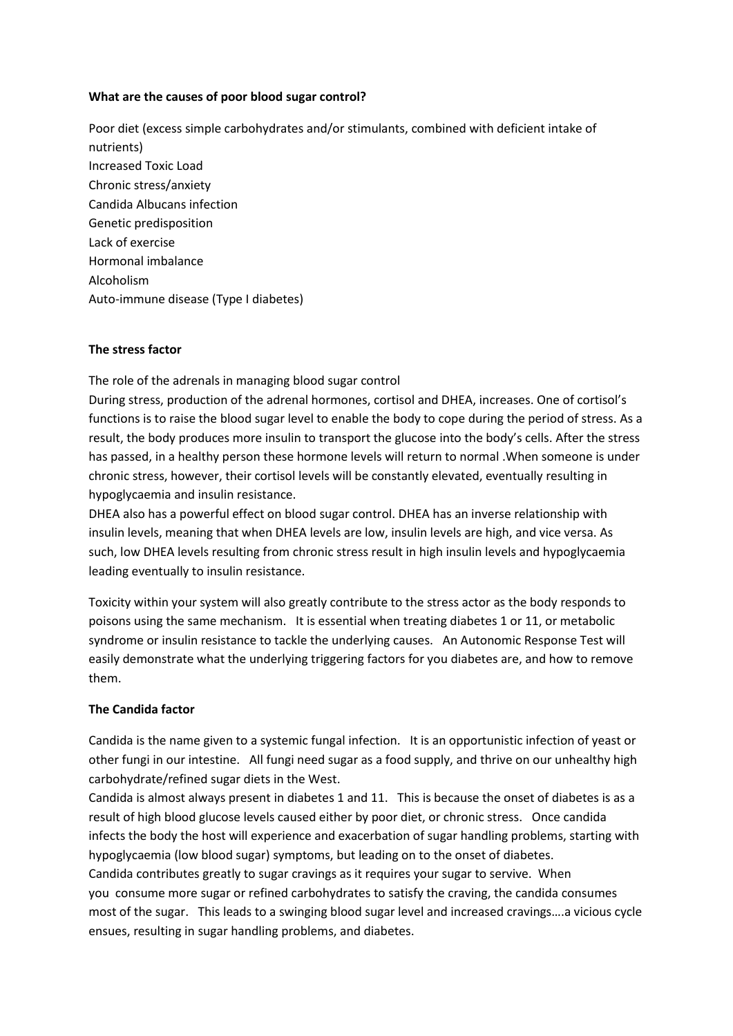**What are the causes of poor blood sugar control?**

Poor diet (excess simple carbohydrates and/or stimulants, combined with deficient intake of nutrients)
Increased Toxic Load
Chronic stress/anxiety
Candida Albucans infection
Genetic predisposition
Lack of exercise
Hormonal imbalance
Alcoholism
Auto-immune disease (Type I diabetes)

**The stress factor**

The role of the adrenals in managing blood sugar control
During stress, production of the adrenal hormones, cortisol and DHEA, increases. One of cortisol's functions is to raise the blood sugar level to enable the body to cope during the period of stress. As a result, the body produces more insulin to transport the glucose into the body's cells. After the stress has passed, in a healthy person these hormone levels will return to normal .When someone is under chronic stress, however, their cortisol levels will be constantly elevated, eventually resulting in hypoglycaemia and insulin resistance.
DHEA also has a powerful effect on blood sugar control. DHEA has an inverse relationship with insulin levels, meaning that when DHEA levels are low, insulin levels are high, and vice versa. As such, low DHEA levels resulting from chronic stress result in high insulin levels and hypoglycaemia leading eventually to insulin resistance.

Toxicity within your system will also greatly contribute to the stress actor as the body responds to poisons using the same mechanism. It is essential when treating diabetes 1 or 11, or metabolic syndrome or insulin resistance to tackle the underlying causes. An Autonomic Response Test will easily demonstrate what the underlying triggering factors for you diabetes are, and how to remove them.

**The Candida factor**

Candida is the name given to a systemic fungal infection. It is an opportunistic infection of yeast or other fungi in our intestine. All fungi need sugar as a food supply, and thrive on our unhealthy high carbohydrate/refined sugar diets in the West.
Candida is almost always present in diabetes 1 and 11. This is because the onset of diabetes is as a result of high blood glucose levels caused either by poor diet, or chronic stress. Once candida infects the body the host will experience and exacerbation of sugar handling problems, starting with hypoglycaemia (low blood sugar) symptoms, but leading on to the onset of diabetes.
Candida contributes greatly to sugar cravings as it requires your sugar to servive. When you consume more sugar or refined carbohydrates to satisfy the craving, the candida consumes most of the sugar. This leads to a swinging blood sugar level and increased cravings….a vicious cycle ensues, resulting in sugar handling problems, and diabetes.